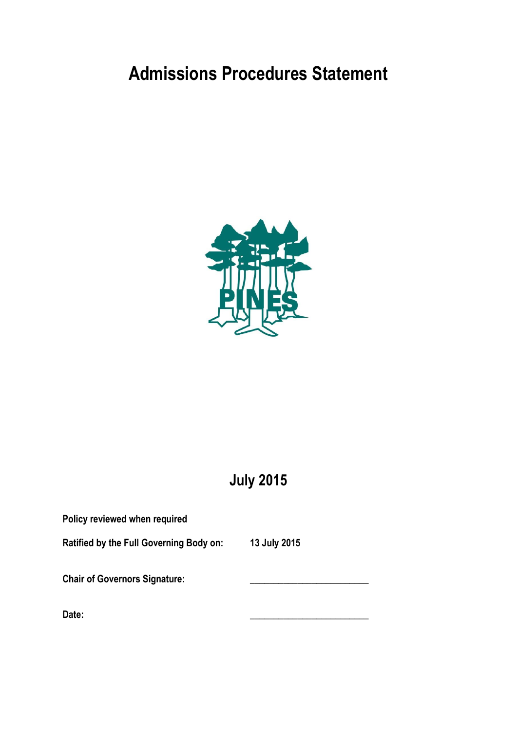# Admissions Procedures Statement

PINES

## July 2015

**Policy reviewed when required**

**Ratified by the Full Governing Body on:** **13 July 2015**

**Chair of Governors Signature:** ______________________

**Date:** ______________________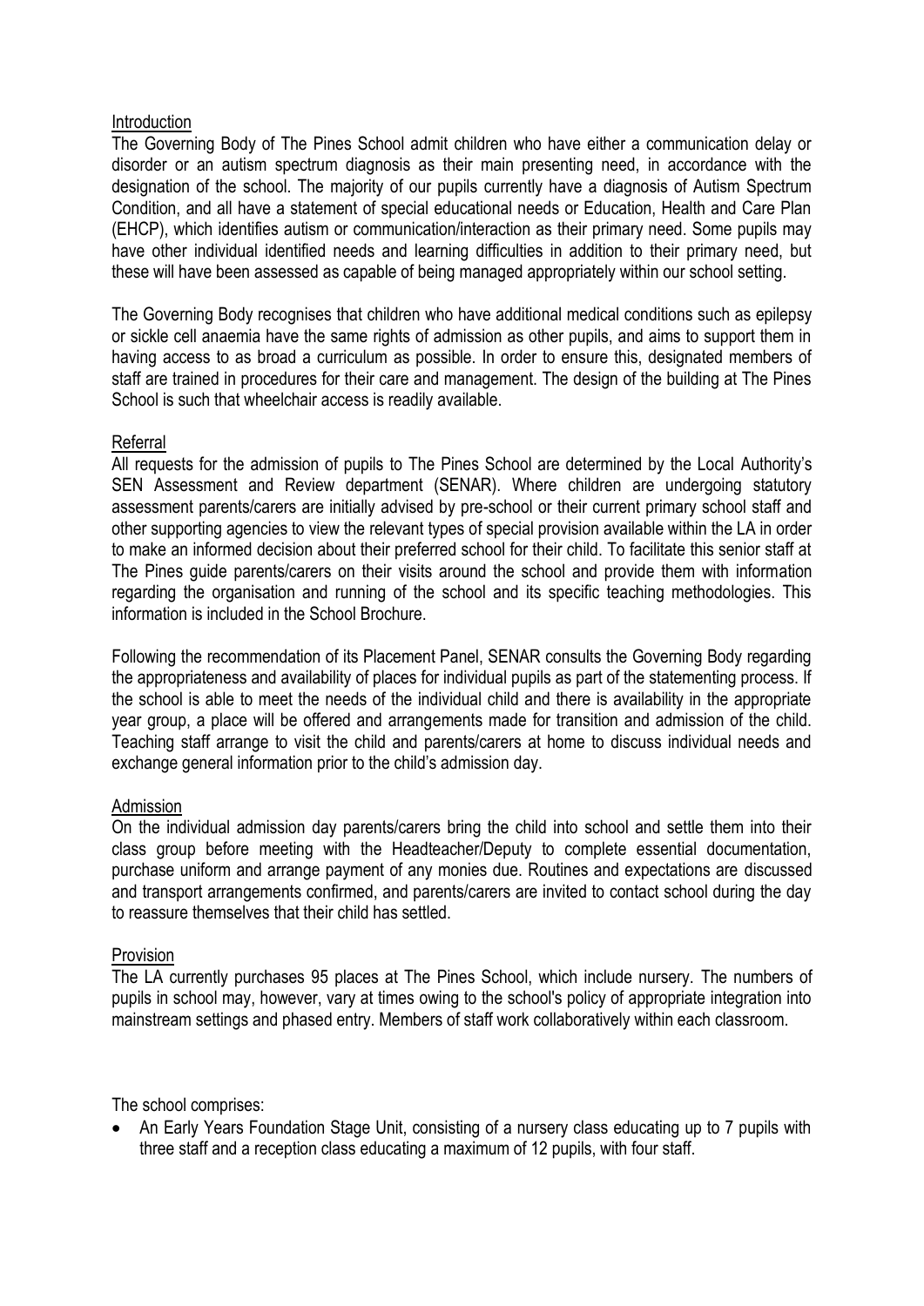## Introduction

The Governing Body of The Pines School admit children who have either a communication delay or disorder or an autism spectrum diagnosis as their main presenting need, in accordance with the designation of the school. The majority of our pupils currently have a diagnosis of Autism Spectrum Condition, and all have a statement of special educational needs or Education, Health and Care Plan (EHCP), which identifies autism or communication/interaction as their primary need. Some pupils may have other individual identified needs and learning difficulties in addition to their primary need, but these will have been assessed as capable of being managed appropriately within our school setting.

The Governing Body recognises that children who have additional medical conditions such as epilepsy or sickle cell anaemia have the same rights of admission as other pupils, and aims to support them in having access to as broad a curriculum as possible. In order to ensure this, designated members of staff are trained in procedures for their care and management. The design of the building at The Pines School is such that wheelchair access is readily available.

## Referral

All requests for the admission of pupils to The Pines School are determined by the Local Authority's SEN Assessment and Review department (SENAR). Where children are undergoing statutory assessment parents/carers are initially advised by pre-school or their current primary school staff and other supporting agencies to view the relevant types of special provision available within the LA in order to make an informed decision about their preferred school for their child. To facilitate this senior staff at The Pines guide parents/carers on their visits around the school and provide them with information regarding the organisation and running of the school and its specific teaching methodologies. This information is included in the School Brochure.

Following the recommendation of its Placement Panel, SENAR consults the Governing Body regarding the appropriateness and availability of places for individual pupils as part of the statementing process. If the school is able to meet the needs of the individual child and there is availability in the appropriate year group, a place will be offered and arrangements made for transition and admission of the child. Teaching staff arrange to visit the child and parents/carers at home to discuss individual needs and exchange general information prior to the child's admission day.

## Admission

On the individual admission day parents/carers bring the child into school and settle them into their class group before meeting with the Headteacher/Deputy to complete essential documentation, purchase uniform and arrange payment of any monies due. Routines and expectations are discussed and transport arrangements confirmed, and parents/carers are invited to contact school during the day to reassure themselves that their child has settled.

## Provision

The LA currently purchases 95 places at The Pines School, which include nursery. The numbers of pupils in school may, however, vary at times owing to the school's policy of appropriate integration into mainstream settings and phased entry. Members of staff work collaboratively within each classroom.

The school comprises:

- An Early Years Foundation Stage Unit, consisting of a nursery class educating up to 7 pupils with three staff and a reception class educating a maximum of 12 pupils, with four staff.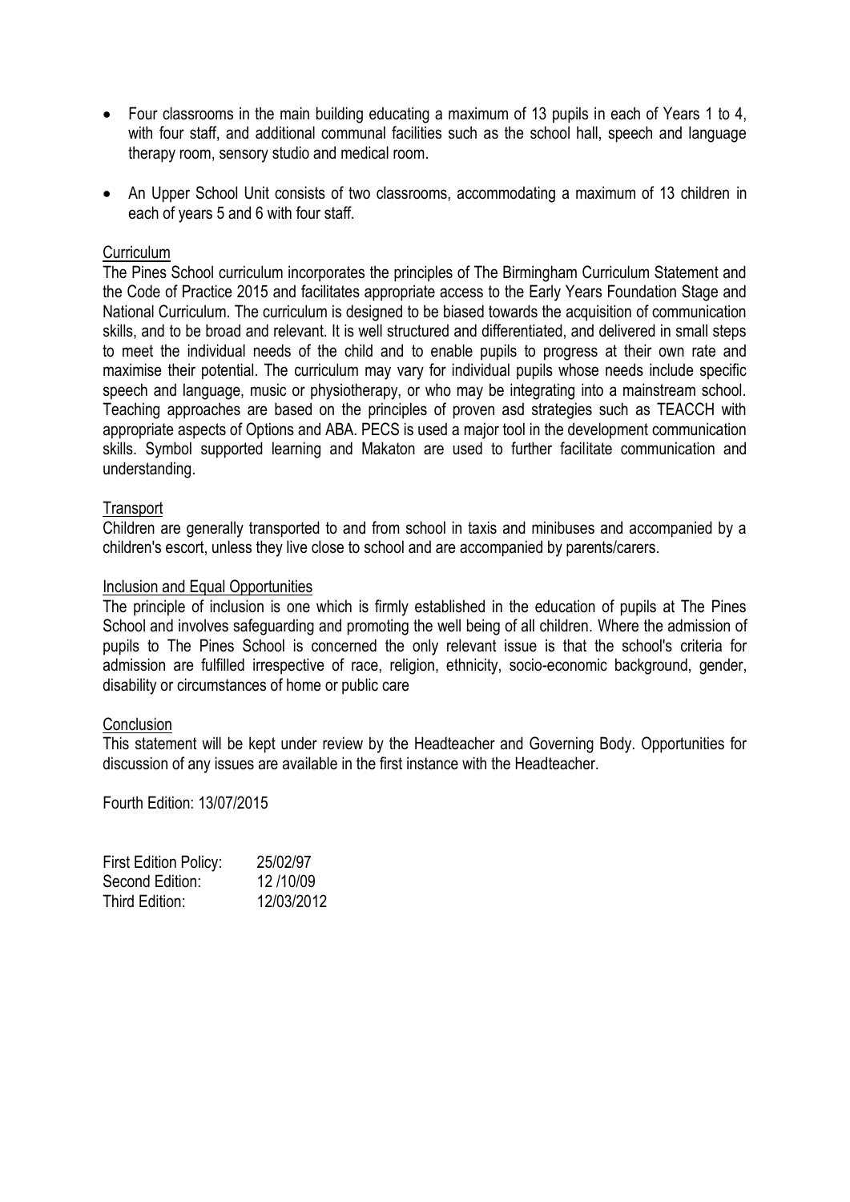- Four classrooms in the main building educating a maximum of 13 pupils in each of Years 1 to 4, with four staff, and additional communal facilities such as the school hall, speech and language therapy room, sensory studio and medical room.
- An Upper School Unit consists of two classrooms, accommodating a maximum of 13 children in each of years 5 and 6 with four staff.

## Curriculum

The Pines School curriculum incorporates the principles of The Birmingham Curriculum Statement and the Code of Practice 2015 and facilitates appropriate access to the Early Years Foundation Stage and National Curriculum. The curriculum is designed to be biased towards the acquisition of communication skills, and to be broad and relevant. It is well structured and differentiated, and delivered in small steps to meet the individual needs of the child and to enable pupils to progress at their own rate and maximise their potential. The curriculum may vary for individual pupils whose needs include specific speech and language, music or physiotherapy, or who may be integrating into a mainstream school. Teaching approaches are based on the principles of proven asd strategies such as TEACCH with appropriate aspects of Options and ABA. PECS is used a major tool in the development communication skills. Symbol supported learning and Makaton are used to further facilitate communication and understanding.

## Transport

Children are generally transported to and from school in taxis and minibuses and accompanied by a children's escort, unless they live close to school and are accompanied by parents/carers.

## Inclusion and Equal Opportunities

The principle of inclusion is one which is firmly established in the education of pupils at The Pines School and involves safeguarding and promoting the well being of all children. Where the admission of pupils to The Pines School is concerned the only relevant issue is that the school's criteria for admission are fulfilled irrespective of race, religion, ethnicity, socio-economic background, gender, disability or circumstances of home or public care

## Conclusion

This statement will be kept under review by the Headteacher and Governing Body. Opportunities for discussion of any issues are available in the first instance with the Headteacher.

Fourth Edition: 13/07/2015

| | |
|---|---|
| First Edition Policy: | 25/02/97 |
| Second Edition: | 12 /10/09 |
| Third Edition: | 12/03/2012 |